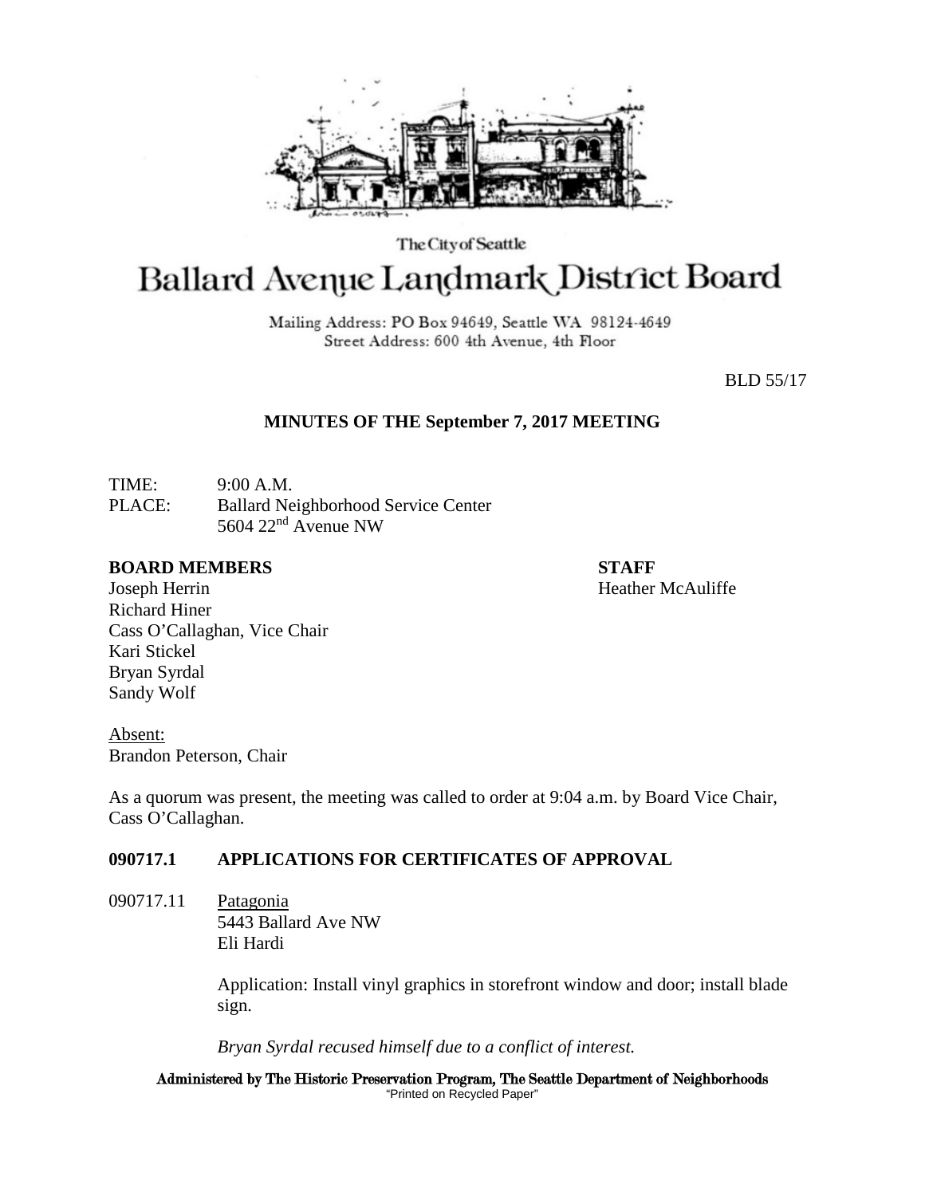The City of Seattle

# Ballard Avenue Landmark District Board

Mailing Address: PO Box 94649, Seattle WA 98124-4649
Street Address: 600 4th Avenue, 4th Floor

BLD 55/17

## MINUTES OF THE September 7, 2017 MEETING

TIME: 9:00 A.M.
PLACE: Ballard Neighborhood Service Center
5604 22nd Avenue NW

**BOARD MEMBERS**
Joseph Herrin
Richard Hiner
Cass O'Callaghan, Vice Chair
Kari Stickel
Bryan Syrdal
Sandy Wolf

**STAFF**
Heather McAuliffe

Absent:
Brandon Peterson, Chair

As a quorum was present, the meeting was called to order at 9:04 a.m. by Board Vice Chair, Cass O'Callaghan.

### 090717.1 APPLICATIONS FOR CERTIFICATES OF APPROVAL

090717.11 Patagonia
5443 Ballard Ave NW
Eli Hardi

Application: Install vinyl graphics in storefront window and door; install blade sign.

*Bryan Syrdal recused himself due to a conflict of interest.*

**Administered by The Historic Preservation Program, The Seattle Department of Neighborhoods**
"Printed on Recycled Paper"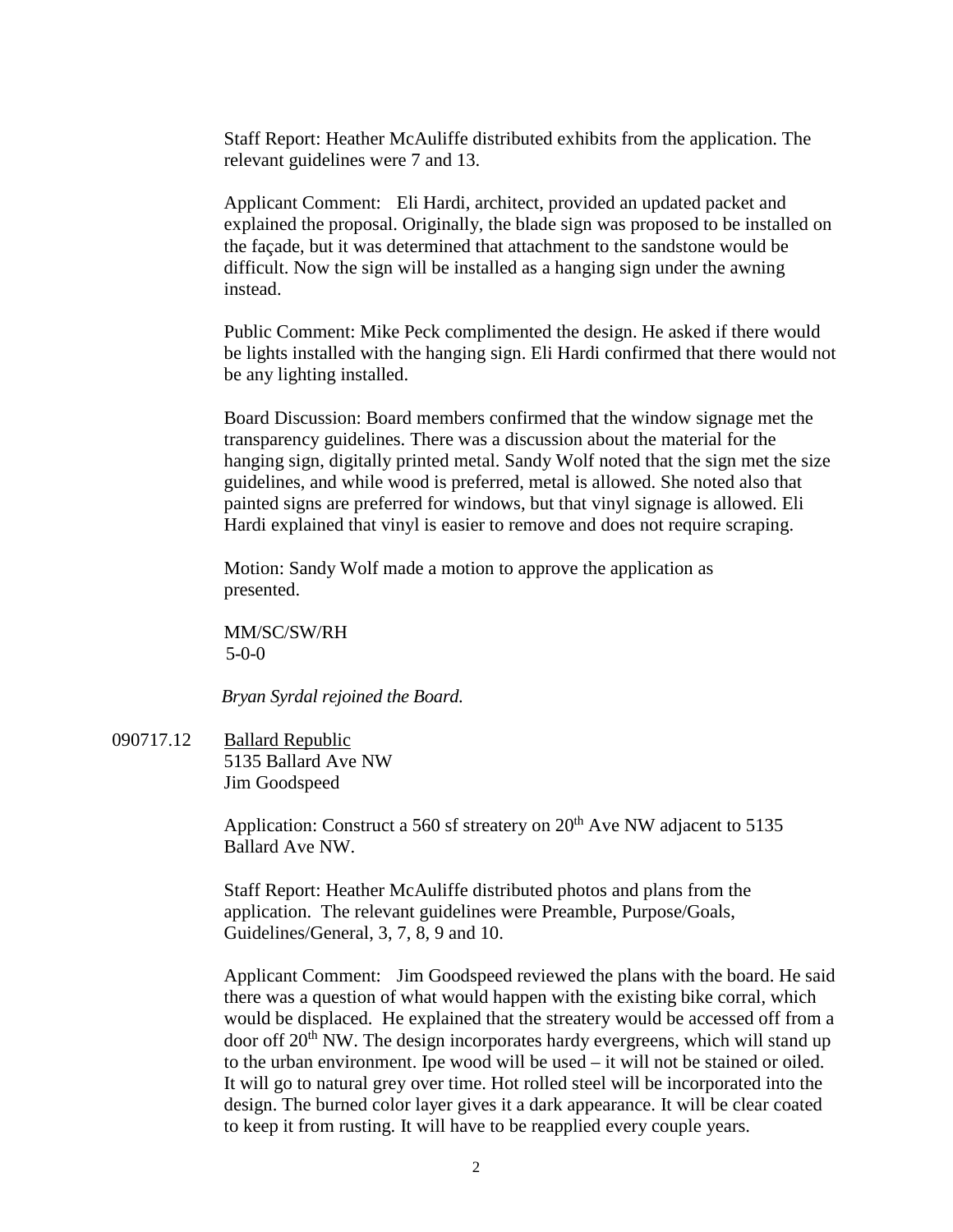Staff Report: Heather McAuliffe distributed exhibits from the application. The relevant guidelines were 7 and 13.

Applicant Comment: Eli Hardi, architect, provided an updated packet and explained the proposal. Originally, the blade sign was proposed to be installed on the façade, but it was determined that attachment to the sandstone would be difficult. Now the sign will be installed as a hanging sign under the awning instead.

Public Comment: Mike Peck complimented the design. He asked if there would be lights installed with the hanging sign. Eli Hardi confirmed that there would not be any lighting installed.

Board Discussion: Board members confirmed that the window signage met the transparency guidelines. There was a discussion about the material for the hanging sign, digitally printed metal. Sandy Wolf noted that the sign met the size guidelines, and while wood is preferred, metal is allowed. She noted also that painted signs are preferred for windows, but that vinyl signage is allowed. Eli Hardi explained that vinyl is easier to remove and does not require scraping.

Motion: Sandy Wolf made a motion to approve the application as presented.

MM/SC/SW/RH
5-0-0

*Bryan Syrdal rejoined the Board.*

090717.12 Ballard Republic
5135 Ballard Ave NW
Jim Goodspeed

Application: Construct a 560 sf streatery on 20th Ave NW adjacent to 5135 Ballard Ave NW.

Staff Report: Heather McAuliffe distributed photos and plans from the application. The relevant guidelines were Preamble, Purpose/Goals, Guidelines/General, 3, 7, 8, 9 and 10.

Applicant Comment: Jim Goodspeed reviewed the plans with the board. He said there was a question of what would happen with the existing bike corral, which would be displaced. He explained that the streatery would be accessed off from a door off 20th NW. The design incorporates hardy evergreens, which will stand up to the urban environment. Ipe wood will be used – it will not be stained or oiled. It will go to natural grey over time. Hot rolled steel will be incorporated into the design. The burned color layer gives it a dark appearance. It will be clear coated to keep it from rusting. It will have to be reapplied every couple years.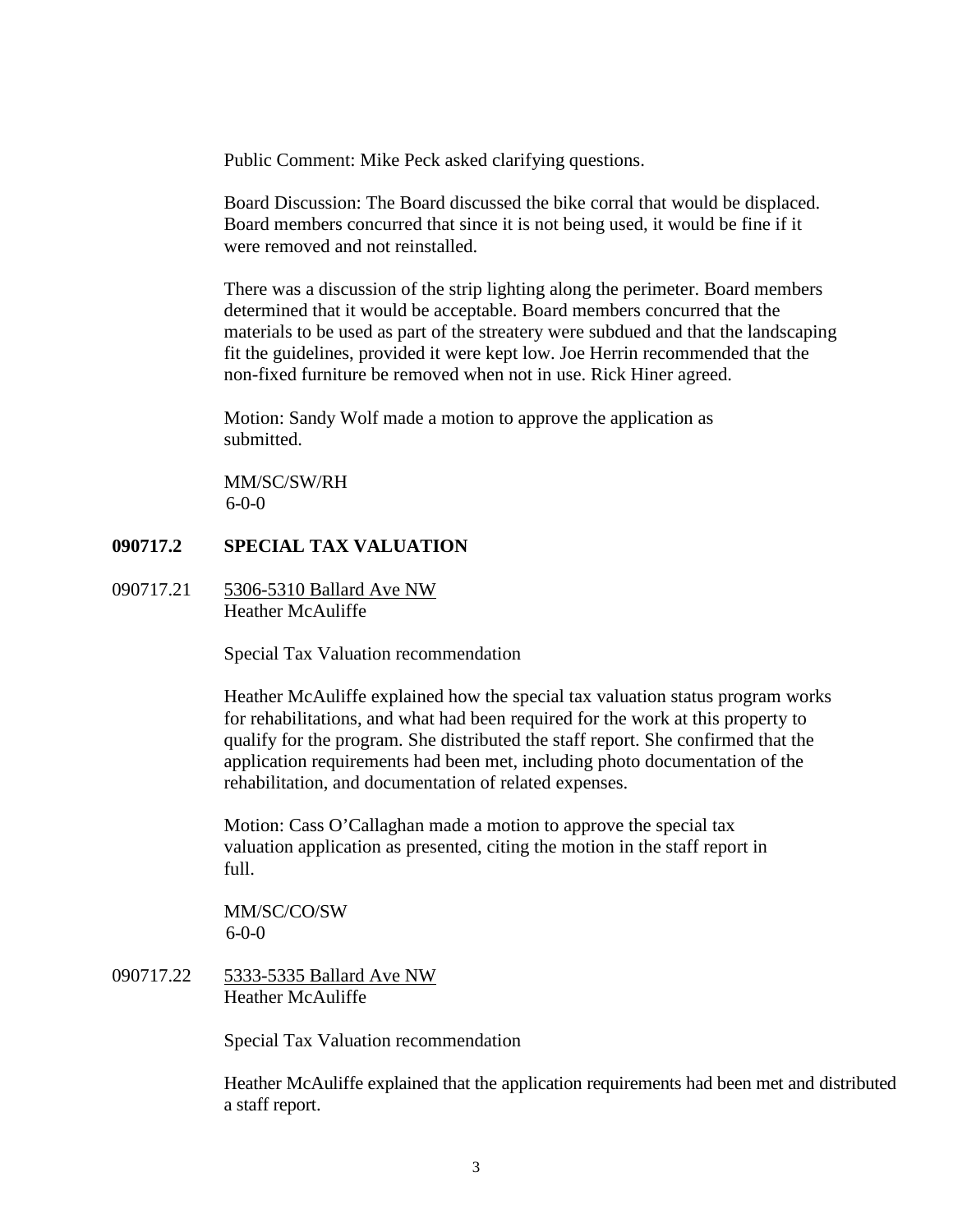Public Comment: Mike Peck asked clarifying questions.

Board Discussion: The Board discussed the bike corral that would be displaced. Board members concurred that since it is not being used, it would be fine if it were removed and not reinstalled.

There was a discussion of the strip lighting along the perimeter. Board members determined that it would be acceptable. Board members concurred that the materials to be used as part of the streatery were subdued and that the landscaping fit the guidelines, provided it were kept low. Joe Herrin recommended that the non-fixed furniture be removed when not in use. Rick Hiner agreed.

Motion: Sandy Wolf made a motion to approve the application as submitted.

MM/SC/SW/RH
6-0-0

## 090717.2 SPECIAL TAX VALUATION

090717.21 5306-5310 Ballard Ave NW
Heather McAuliffe

Special Tax Valuation recommendation

Heather McAuliffe explained how the special tax valuation status program works for rehabilitations, and what had been required for the work at this property to qualify for the program. She distributed the staff report. She confirmed that the application requirements had been met, including photo documentation of the rehabilitation, and documentation of related expenses.

Motion: Cass O'Callaghan made a motion to approve the special tax valuation application as presented, citing the motion in the staff report in full.

MM/SC/CO/SW
6-0-0

090717.22 5333-5335 Ballard Ave NW
Heather McAuliffe

Special Tax Valuation recommendation

Heather McAuliffe explained that the application requirements had been met and distributed a staff report.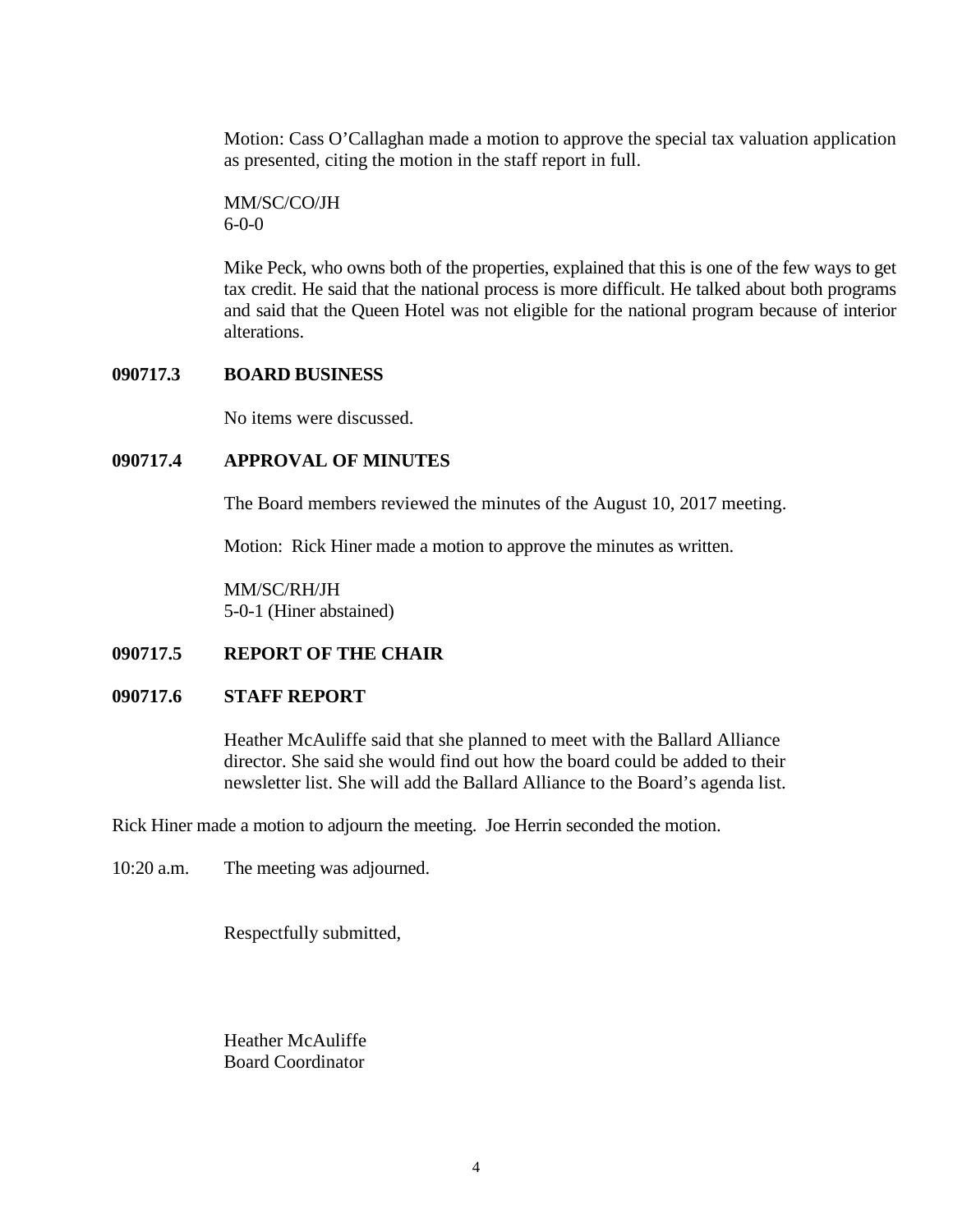Motion: Cass O'Callaghan made a motion to approve the special tax valuation application as presented, citing the motion in the staff report in full.

MM/SC/CO/JH
6-0-0

Mike Peck, who owns both of the properties, explained that this is one of the few ways to get tax credit. He said that the national process is more difficult. He talked about both programs and said that the Queen Hotel was not eligible for the national program because of interior alterations.

**090717.3 BOARD BUSINESS**

No items were discussed.

**090717.4 APPROVAL OF MINUTES**

The Board members reviewed the minutes of the August 10, 2017 meeting.

Motion: Rick Hiner made a motion to approve the minutes as written.

MM/SC/RH/JH
5-0-1 (Hiner abstained)

**090717.5 REPORT OF THE CHAIR**

**090717.6 STAFF REPORT**

Heather McAuliffe said that she planned to meet with the Ballard Alliance director. She said she would find out how the board could be added to their newsletter list. She will add the Ballard Alliance to the Board's agenda list.

Rick Hiner made a motion to adjourn the meeting. Joe Herrin seconded the motion.

10:20 a.m. The meeting was adjourned.

Respectfully submitted,

Heather McAuliffe
Board Coordinator